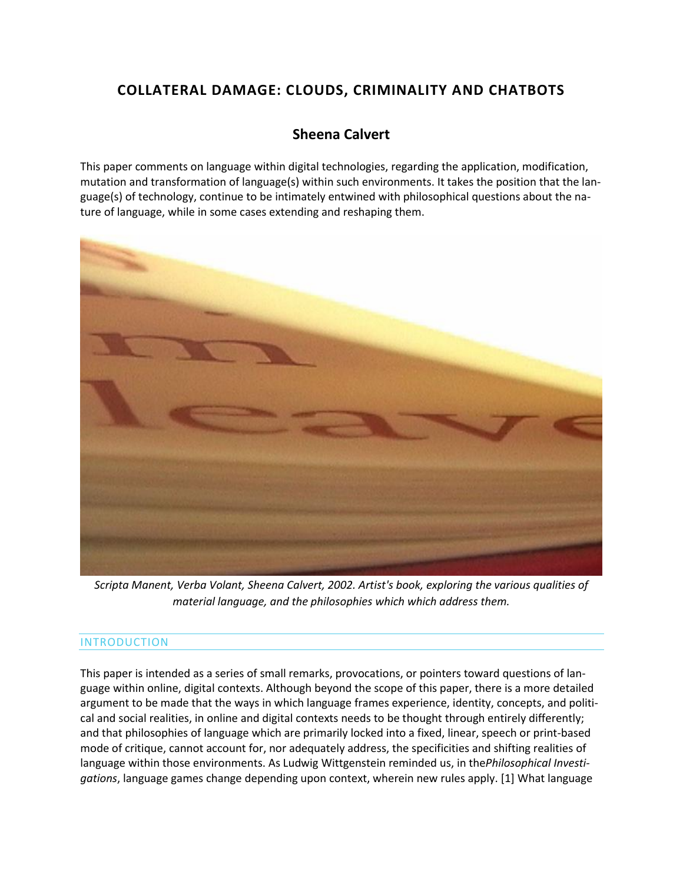# COLLATERAL DAMAGE: CLOUDS, CRIMINALITY AND CHATBOTS

## Sheena Calvert

This paper comments on language within digital technologies, regarding the application, modification, mutation and transformation of language(s) within such environments. It takes the position that the language(s) of technology, continue to be intimately entwined with philosophical questions about the nature of language, while in some cases extending and reshaping them.

*Scripta Manent, Verba Volant, Sheena Calvert, 2002. Artist's book, exploring the various qualities of material language, and the philosophies which which address them.*

## INTRODUCTION

This paper is intended as a series of small remarks, provocations, or pointers toward questions of language within online, digital contexts. Although beyond the scope of this paper, there is a more detailed argument to be made that the ways in which language frames experience, identity, concepts, and political and social realities, in online and digital contexts needs to be thought through entirely differently; and that philosophies of language which are primarily locked into a fixed, linear, speech or print-based mode of critique, cannot account for, nor adequately address, the specificities and shifting realities of language within those environments. As Ludwig Wittgenstein reminded us, in the *Philosophical Investigations*, language games change depending upon context, wherein new rules apply. [1] What language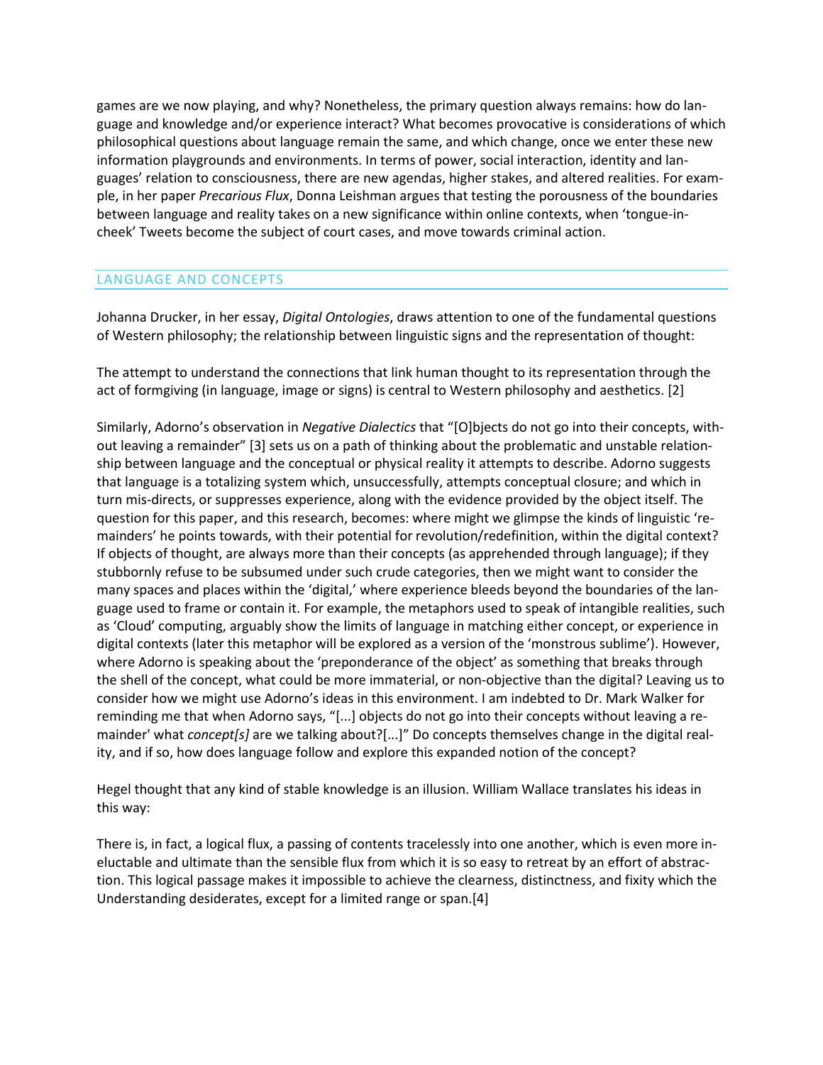games are we now playing, and why? Nonetheless, the primary question always remains: how do language and knowledge and/or experience interact? What becomes provocative is considerations of which philosophical questions about language remain the same, and which change, once we enter these new information playgrounds and environments. In terms of power, social interaction, identity and languages' relation to consciousness, there are new agendas, higher stakes, and altered realities. For example, in her paper *Precarious Flux*, Donna Leishman argues that testing the porousness of the boundaries between language and reality takes on a new significance within online contexts, when 'tongue-in-cheek' Tweets become the subject of court cases, and move towards criminal action.

## LANGUAGE AND CONCEPTS

Johanna Drucker, in her essay, *Digital Ontologies*, draws attention to one of the fundamental questions of Western philosophy; the relationship between linguistic signs and the representation of thought:

The attempt to understand the connections that link human thought to its representation through the act of formgiving (in language, image or signs) is central to Western philosophy and aesthetics. [2]

Similarly, Adorno's observation in *Negative Dialectics* that "[O]bjects do not go into their concepts, without leaving a remainder" [3] sets us on a path of thinking about the problematic and unstable relationship between language and the conceptual or physical reality it attempts to describe. Adorno suggests that language is a totalizing system which, unsuccessfully, attempts conceptual closure; and which in turn mis-directs, or suppresses experience, along with the evidence provided by the object itself. The question for this paper, and this research, becomes: where might we glimpse the kinds of linguistic 'remainders' he points towards, with their potential for revolution/redefinition, within the digital context? If objects of thought, are always more than their concepts (as apprehended through language); if they stubbornly refuse to be subsumed under such crude categories, then we might want to consider the many spaces and places within the 'digital,' where experience bleeds beyond the boundaries of the language used to frame or contain it. For example, the metaphors used to speak of intangible realities, such as 'Cloud' computing, arguably show the limits of language in matching either concept, or experience in digital contexts (later this metaphor will be explored as a version of the 'monstrous sublime'). However, where Adorno is speaking about the 'preponderance of the object' as something that breaks through the shell of the concept, what could be more immaterial, or non-objective than the digital? Leaving us to consider how we might use Adorno's ideas in this environment. I am indebted to Dr. Mark Walker for reminding me that when Adorno says, "[...] objects do not go into their concepts without leaving a remainder' what *concept[s]* are we talking about?[...]" Do concepts themselves change in the digital reality, and if so, how does language follow and explore this expanded notion of the concept?

Hegel thought that any kind of stable knowledge is an illusion. William Wallace translates his ideas in this way:

There is, in fact, a logical flux, a passing of contents tracelessly into one another, which is even more ineluctable and ultimate than the sensible flux from which it is so easy to retreat by an effort of abstraction. This logical passage makes it impossible to achieve the clearness, distinctness, and fixity which the Understanding desiderates, except for a limited range or span.[4]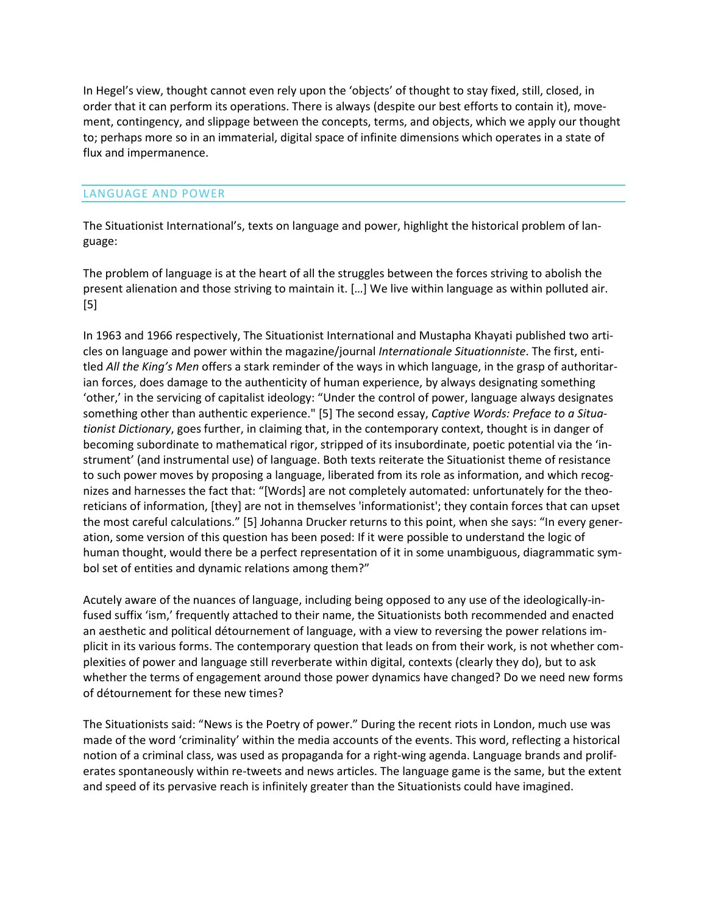In Hegel's view, thought cannot even rely upon the 'objects' of thought to stay fixed, still, closed, in order that it can perform its operations. There is always (despite our best efforts to contain it), movement, contingency, and slippage between the concepts, terms, and objects, which we apply our thought to; perhaps more so in an immaterial, digital space of infinite dimensions which operates in a state of flux and impermanence.

## LANGUAGE AND POWER

The Situationist International's, texts on language and power, highlight the historical problem of language:

The problem of language is at the heart of all the struggles between the forces striving to abolish the present alienation and those striving to maintain it. […] We live within language as within polluted air. [5]

In 1963 and 1966 respectively, The Situationist International and Mustapha Khayati published two articles on language and power within the magazine/journal *Internationale Situationniste*. The first, entitled *All the King's Men* offers a stark reminder of the ways in which language, in the grasp of authoritarian forces, does damage to the authenticity of human experience, by always designating something 'other,' in the servicing of capitalist ideology: "Under the control of power, language always designates something other than authentic experience." [5] The second essay, *Captive Words: Preface to a Situationist Dictionary*, goes further, in claiming that, in the contemporary context, thought is in danger of becoming subordinate to mathematical rigor, stripped of its insubordinate, poetic potential via the 'instrument' (and instrumental use) of language. Both texts reiterate the Situationist theme of resistance to such power moves by proposing a language, liberated from its role as information, and which recognizes and harnesses the fact that: "[Words] are not completely automated: unfortunately for the theoreticians of information, [they] are not in themselves 'informationist'; they contain forces that can upset the most careful calculations." [5] Johanna Drucker returns to this point, when she says: "In every generation, some version of this question has been posed: If it were possible to understand the logic of human thought, would there be a perfect representation of it in some unambiguous, diagrammatic symbol set of entities and dynamic relations among them?"

Acutely aware of the nuances of language, including being opposed to any use of the ideologically-infused suffix 'ism,' frequently attached to their name, the Situationists both recommended and enacted an aesthetic and political détournement of language, with a view to reversing the power relations implicit in its various forms. The contemporary question that leads on from their work, is not whether complexities of power and language still reverberate within digital, contexts (clearly they do), but to ask whether the terms of engagement around those power dynamics have changed? Do we need new forms of détournement for these new times?

The Situationists said: "News is the Poetry of power." During the recent riots in London, much use was made of the word 'criminality' within the media accounts of the events. This word, reflecting a historical notion of a criminal class, was used as propaganda for a right-wing agenda. Language brands and proliferates spontaneously within re-tweets and news articles. The language game is the same, but the extent and speed of its pervasive reach is infinitely greater than the Situationists could have imagined.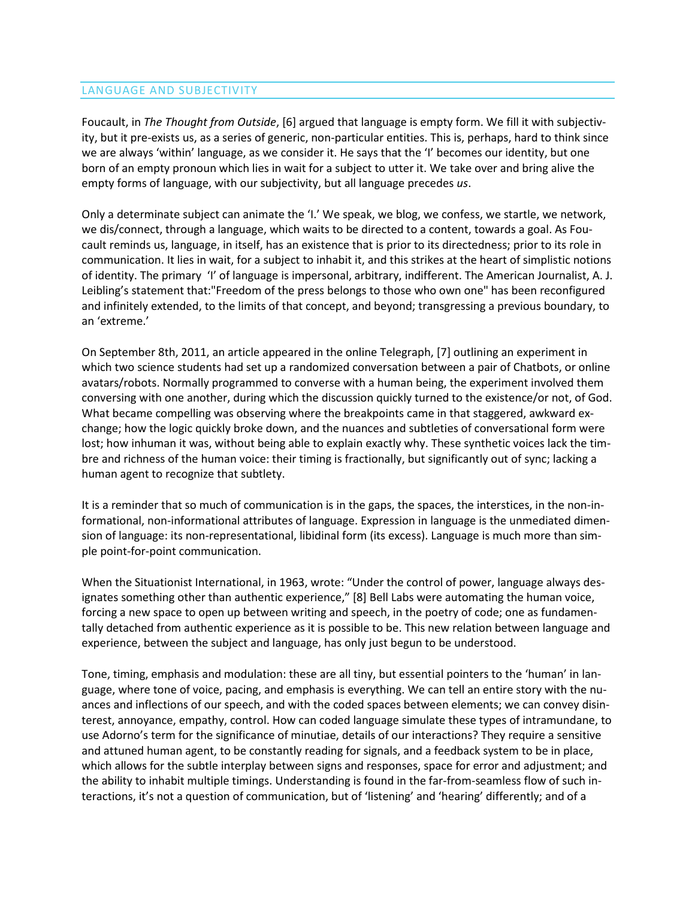## LANGUAGE AND SUBJECTIVITY

Foucault, in *The Thought from Outside*, [6] argued that language is empty form. We fill it with subjectivity, but it pre-exists us, as a series of generic, non-particular entities. This is, perhaps, hard to think since we are always 'within' language, as we consider it. He says that the 'I' becomes our identity, but one born of an empty pronoun which lies in wait for a subject to utter it. We take over and bring alive the empty forms of language, with our subjectivity, but all language precedes *us*.

Only a determinate subject can animate the 'I.' We speak, we blog, we confess, we startle, we network, we dis/connect, through a language, which waits to be directed to a content, towards a goal. As Foucault reminds us, language, in itself, has an existence that is prior to its directedness; prior to its role in communication. It lies in wait, for a subject to inhabit it, and this strikes at the heart of simplistic notions of identity. The primary 'I' of language is impersonal, arbitrary, indifferent. The American Journalist, A. J. Leibling's statement that:"Freedom of the press belongs to those who own one" has been reconfigured and infinitely extended, to the limits of that concept, and beyond; transgressing a previous boundary, to an 'extreme.'

On September 8th, 2011, an article appeared in the online Telegraph, [7] outlining an experiment in which two science students had set up a randomized conversation between a pair of Chatbots, or online avatars/robots. Normally programmed to converse with a human being, the experiment involved them conversing with one another, during which the discussion quickly turned to the existence/or not, of God. What became compelling was observing where the breakpoints came in that staggered, awkward exchange; how the logic quickly broke down, and the nuances and subtleties of conversational form were lost; how inhuman it was, without being able to explain exactly why. These synthetic voices lack the timbre and richness of the human voice: their timing is fractionally, but significantly out of sync; lacking a human agent to recognize that subtlety.

It is a reminder that so much of communication is in the gaps, the spaces, the interstices, in the non-informational, non-informational attributes of language. Expression in language is the unmediated dimension of language: its non-representational, libidinal form (its excess). Language is much more than simple point-for-point communication.

When the Situationist International, in 1963, wrote: "Under the control of power, language always designates something other than authentic experience," [8] Bell Labs were automating the human voice, forcing a new space to open up between writing and speech, in the poetry of code; one as fundamentally detached from authentic experience as it is possible to be. This new relation between language and experience, between the subject and language, has only just begun to be understood.

Tone, timing, emphasis and modulation: these are all tiny, but essential pointers to the 'human' in language, where tone of voice, pacing, and emphasis is everything. We can tell an entire story with the nuances and inflections of our speech, and with the coded spaces between elements; we can convey disinterest, annoyance, empathy, control. How can coded language simulate these types of intramundane, to use Adorno's term for the significance of minutiae, details of our interactions? They require a sensitive and attuned human agent, to be constantly reading for signals, and a feedback system to be in place, which allows for the subtle interplay between signs and responses, space for error and adjustment; and the ability to inhabit multiple timings. Understanding is found in the far-from-seamless flow of such interactions, it's not a question of communication, but of 'listening' and 'hearing' differently; and of a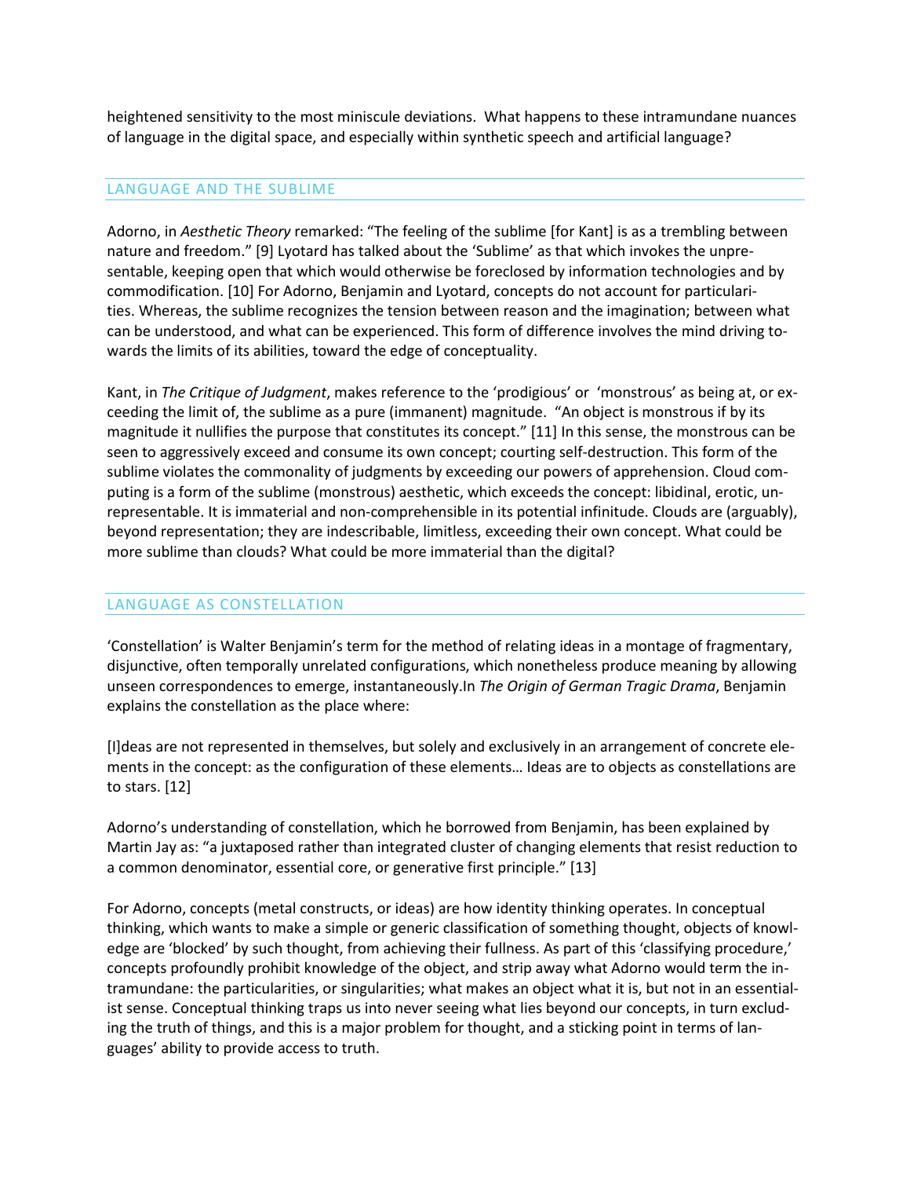heightened sensitivity to the most miniscule deviations. What happens to these intramundane nuances of language in the digital space, and especially within synthetic speech and artificial language?

## LANGUAGE AND THE SUBLIME

Adorno, in *Aesthetic Theory* remarked: "The feeling of the sublime [for Kant] is as a trembling between nature and freedom." [9] Lyotard has talked about the 'Sublime' as that which invokes the unpresentable, keeping open that which would otherwise be foreclosed by information technologies and by commodification. [10] For Adorno, Benjamin and Lyotard, concepts do not account for particularities. Whereas, the sublime recognizes the tension between reason and the imagination; between what can be understood, and what can be experienced. This form of difference involves the mind driving towards the limits of its abilities, toward the edge of conceptuality.

Kant, in *The Critique of Judgment*, makes reference to the 'prodigious' or 'monstrous' as being at, or exceeding the limit of, the sublime as a pure (immanent) magnitude. "An object is monstrous if by its magnitude it nullifies the purpose that constitutes its concept." [11] In this sense, the monstrous can be seen to aggressively exceed and consume its own concept; courting self-destruction. This form of the sublime violates the commonality of judgments by exceeding our powers of apprehension. Cloud computing is a form of the sublime (monstrous) aesthetic, which exceeds the concept: libidinal, erotic, unrepresentable. It is immaterial and non-comprehensible in its potential infinitude. Clouds are (arguably), beyond representation; they are indescribable, limitless, exceeding their own concept. What could be more sublime than clouds? What could be more immaterial than the digital?

## LANGUAGE AS CONSTELLATION

'Constellation' is Walter Benjamin's term for the method of relating ideas in a montage of fragmentary, disjunctive, often temporally unrelated configurations, which nonetheless produce meaning by allowing unseen correspondences to emerge, instantaneously.In *The Origin of German Tragic Drama*, Benjamin explains the constellation as the place where:

[I]deas are not represented in themselves, but solely and exclusively in an arrangement of concrete elements in the concept: as the configuration of these elements… Ideas are to objects as constellations are to stars. [12]

Adorno's understanding of constellation, which he borrowed from Benjamin, has been explained by Martin Jay as: "a juxtaposed rather than integrated cluster of changing elements that resist reduction to a common denominator, essential core, or generative first principle." [13]

For Adorno, concepts (metal constructs, or ideas) are how identity thinking operates. In conceptual thinking, which wants to make a simple or generic classification of something thought, objects of knowledge are 'blocked' by such thought, from achieving their fullness. As part of this 'classifying procedure,' concepts profoundly prohibit knowledge of the object, and strip away what Adorno would term the intramundane: the particularities, or singularities; what makes an object what it is, but not in an essentialist sense. Conceptual thinking traps us into never seeing what lies beyond our concepts, in turn excluding the truth of things, and this is a major problem for thought, and a sticking point in terms of languages' ability to provide access to truth.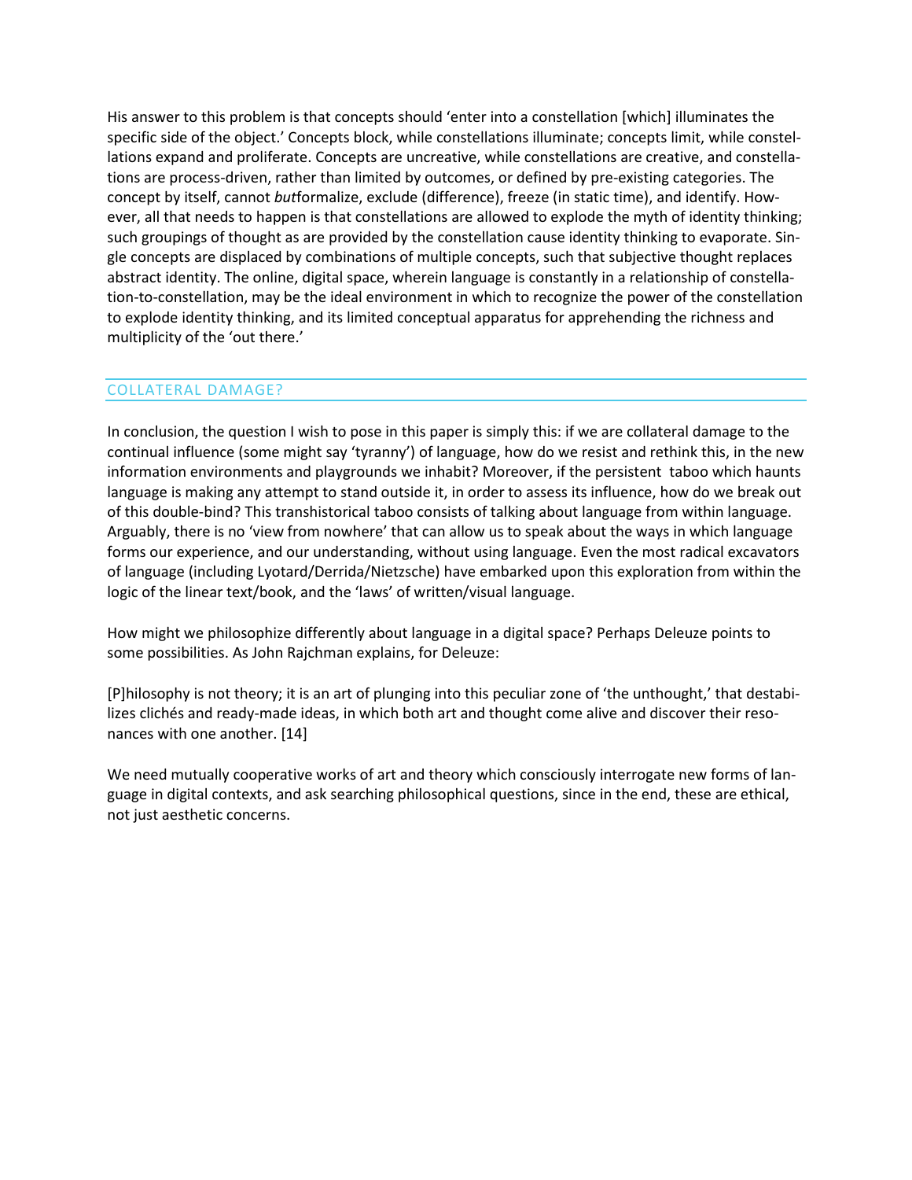His answer to this problem is that concepts should 'enter into a constellation [which] illuminates the specific side of the object.' Concepts block, while constellations illuminate; concepts limit, while constellations expand and proliferate. Concepts are uncreative, while constellations are creative, and constellations are process-driven, rather than limited by outcomes, or defined by pre-existing categories. The concept by itself, cannot *but*formalize, exclude (difference), freeze (in static time), and identify. However, all that needs to happen is that constellations are allowed to explode the myth of identity thinking; such groupings of thought as are provided by the constellation cause identity thinking to evaporate. Single concepts are displaced by combinations of multiple concepts, such that subjective thought replaces abstract identity. The online, digital space, wherein language is constantly in a relationship of constellation-to-constellation, may be the ideal environment in which to recognize the power of the constellation to explode identity thinking, and its limited conceptual apparatus for apprehending the richness and multiplicity of the 'out there.'

## COLLATERAL DAMAGE?

In conclusion, the question I wish to pose in this paper is simply this: if we are collateral damage to the continual influence (some might say 'tyranny') of language, how do we resist and rethink this, in the new information environments and playgrounds we inhabit? Moreover, if the persistent taboo which haunts language is making any attempt to stand outside it, in order to assess its influence, how do we break out of this double-bind? This transhistorical taboo consists of talking about language from within language. Arguably, there is no 'view from nowhere' that can allow us to speak about the ways in which language forms our experience, and our understanding, without using language. Even the most radical excavators of language (including Lyotard/Derrida/Nietzsche) have embarked upon this exploration from within the logic of the linear text/book, and the 'laws' of written/visual language.

How might we philosophize differently about language in a digital space? Perhaps Deleuze points to some possibilities. As John Rajchman explains, for Deleuze:

[P]hilosophy is not theory; it is an art of plunging into this peculiar zone of 'the unthought,' that destabilizes clichés and ready-made ideas, in which both art and thought come alive and discover their resonances with one another. [14]

We need mutually cooperative works of art and theory which consciously interrogate new forms of language in digital contexts, and ask searching philosophical questions, since in the end, these are ethical, not just aesthetic concerns.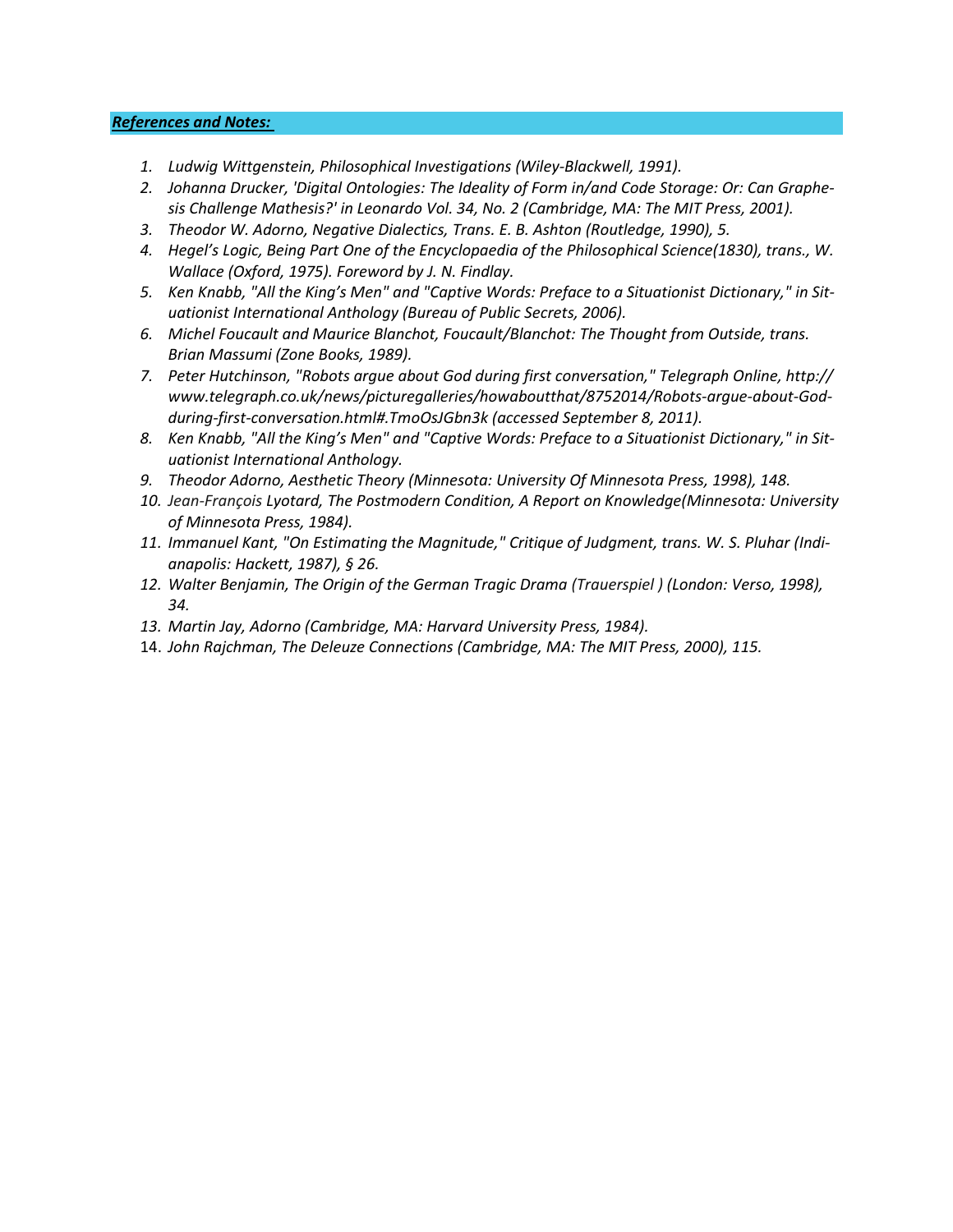***References and Notes:***

1. *Ludwig Wittgenstein, Philosophical Investigations (Wiley-Blackwell, 1991).*
2. *Johanna Drucker, 'Digital Ontologies: The Ideality of Form in/and Code Storage: Or: Can Graphesis Challenge Mathesis?' in Leonardo Vol. 34, No. 2 (Cambridge, MA: The MIT Press, 2001).*
3. *Theodor W. Adorno, Negative Dialectics, Trans. E. B. Ashton (Routledge, 1990), 5.*
4. *Hegel's Logic, Being Part One of the Encyclopaedia of the Philosophical Science(1830), trans., W. Wallace (Oxford, 1975). Foreword by J. N. Findlay.*
5. *Ken Knabb, "All the King's Men" and "Captive Words: Preface to a Situationist Dictionary," in Situationist International Anthology (Bureau of Public Secrets, 2006).*
6. *Michel Foucault and Maurice Blanchot, Foucault/Blanchot: The Thought from Outside, trans. Brian Massumi (Zone Books, 1989).*
7. *Peter Hutchinson, "Robots argue about God during first conversation," Telegraph Online, http://www.telegraph.co.uk/news/picturegalleries/howaboutthat/8752014/Robots-argue-about-God-during-first-conversation.html#.TmoOsJGbn3k (accessed September 8, 2011).*
8. *Ken Knabb, "All the King's Men" and "Captive Words: Preface to a Situationist Dictionary," in Situationist International Anthology.*
9. *Theodor Adorno, Aesthetic Theory (Minnesota: University Of Minnesota Press, 1998), 148.*
10. *Jean-François Lyotard, The Postmodern Condition, A Report on Knowledge(Minnesota: University of Minnesota Press, 1984).*
11. *Immanuel Kant, "On Estimating the Magnitude," Critique of Judgment, trans. W. S. Pluhar (Indianapolis: Hackett, 1987), § 26.*
12. *Walter Benjamin, The Origin of the German Tragic Drama (Trauerspiel ) (London: Verso, 1998), 34.*
13. *Martin Jay, Adorno (Cambridge, MA: Harvard University Press, 1984).*
14. *John Rajchman, The Deleuze Connections (Cambridge, MA: The MIT Press, 2000), 115.*